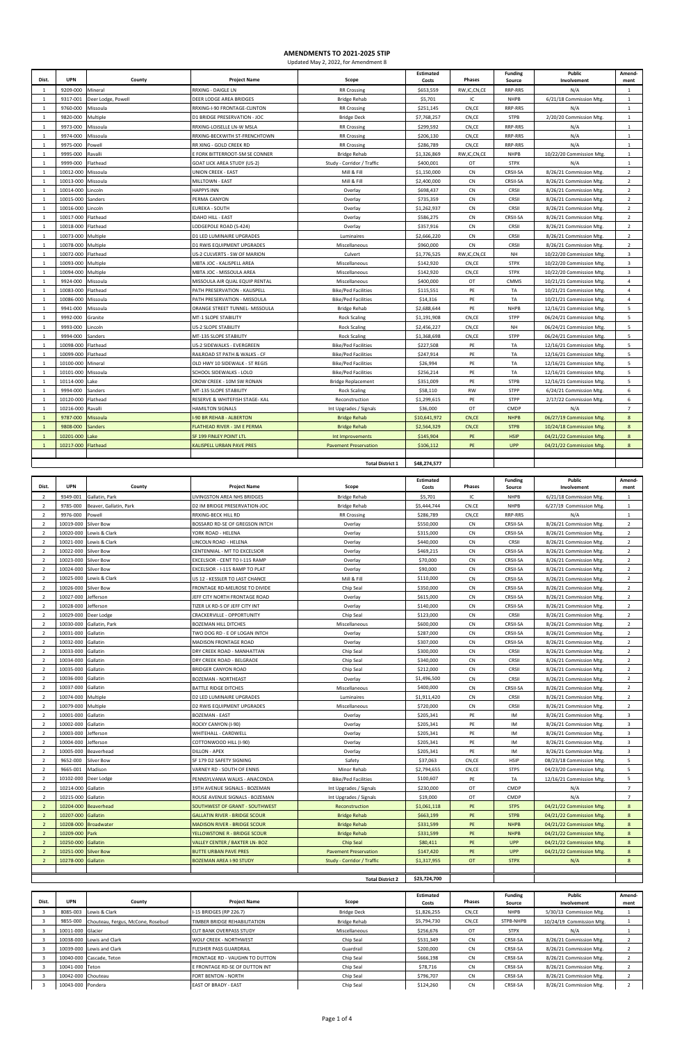# AMENDMENTS TO 2021-2025 STIP

Updated May 2, 2022, for Amendment 8

| Dist. | UPN | County | Project Name | Scope | Estimated Costs | Phases | Funding Source | Public Involvement | Amend-ment |
|---|---|---|---|---|---|---|---|---|---|
| 1 | 9209-000 | Mineral | RRXING - DAIGLE LN | RR Crossing | $653,559 | RW,IC,CN,CE | RRP-RRS | N/A | 1 |
| 1 | 9317-001 | Deer Lodge, Powell | DEER LODGE AREA BRIDGES | Bridge Rehab | $5,701 | IC | NHPB | 6/21/18 Commission Mtg. | 1 |
| 1 | 9760-000 | Missoula | RRXING-I-90 FRONTAGE-CLINTON | RR Crossing | $251,145 | CN,CE | RRP-RRS | N/A | 1 |
| 1 | 9820-000 | Multiple | D1 BRIDGE PRESERVATION - JOC | Bridge Deck | $7,768,257 | CN,CE | STPB | 2/20/20 Commission Mtg. | 1 |
| 1 | 9973-000 | Missoula | RRXING-LOISELLE LN-W MSLA | RR Crossing | $299,592 | CN,CE | RRP-RRS | N/A | 1 |
| 1 | 9974-000 | Missoula | RRXING-BECKWITH ST-FRENCHTOWN | RR Crossing | $206,130 | CN,CE | RRP-RRS | N/A | 1 |
| 1 | 9975-000 | Powell | RR XING - GOLD CREEK RD | RR Crossing | $286,789 | CN,CE | RRP-RRS | N/A | 1 |
| 1 | 9995-000 | Ravalli | E FORK BITTERROOT-5M SE CONNER | Bridge Rehab | $1,326,869 | RW,IC,CN,CE | NHPB | 10/22/20 Commission Mtg. | 1 |
| 1 | 9999-000 | Flathead | GOAT LICK AREA STUDY (US-2) | Study - Corridor / Traffic | $400,001 | OT | STPX | N/A | 1 |
| 1 | 10012-000 | Missoula | UNION CREEK - EAST | Mill & Fill | $1,150,000 | CN | CRSII-SA | 8/26/21 Commission Mtg. | 2 |
| 1 | 10013-000 | Missoula | MILLTOWN - EAST | Mill & Fill | $2,400,000 | CN | CRSII-SA | 8/26/21 Commission Mtg. | 2 |
| 1 | 10014-000 | Lincoln | HAPPYS INN | Overlay | $698,437 | CN | CRSII | 8/26/21 Commission Mtg. | 2 |
| 1 | 10015-000 | Sanders | PERMA CANYON | Overlay | $735,359 | CN | CRSII | 8/26/21 Commission Mtg. | 2 |
| 1 | 10016-000 | Lincoln | EUREKA - SOUTH | Overlay | $1,262,937 | CN | CRSII | 8/26/21 Commission Mtg. | 2 |
| 1 | 10017-000 | Flathead | IDAHO HILL - EAST | Overlay | $586,275 | CN | CRSII-SA | 8/26/21 Commission Mtg. | 2 |
| 1 | 10018-000 | Flathead | LODGEPOLE ROAD (S-424) | Overlay | $357,916 | CN | CRSII | 8/26/21 Commission Mtg. | 2 |
| 1 | 10073-000 | Multiple | D1 LED LUMINAIRE UPGRADES | Luminaires | $2,666,220 | CN | CRSII | 8/26/21 Commission Mtg. | 2 |
| 1 | 10078-000 | Multiple | D1 RWIS EQUIPMENT UPGRADES | Miscellaneous | $960,000 | CN | CRSII | 8/26/21 Commission Mtg. | 2 |
| 1 | 10072-000 | Flathead | US-2 CULVERTS - SW OF MARION | Culvert | $1,776,525 | RW,IC,CN,CE | NH | 10/22/20 Commission Mtg. | 3 |
| 1 | 10093-000 | Multiple | MBTA JOC - KALISPELL AREA | Miscellaneous | $142,920 | CN,CE | STPX | 10/22/20 Commission Mtg. | 3 |
| 1 | 10094-000 | Multiple | MBTA JOC - MISSOULA AREA | Miscellaneous | $142,920 | CN,CE | STPX | 10/22/20 Commission Mtg. | 3 |
| 1 | 9924-000 | Missoula | MISSOULA AIR QUAL EQUIP RENTAL | Miscellaneous | $400,000 | OT | CMAQ | 10/21/21 Commission Mtg. | 4 |
| 1 | 10083-000 | Flathead | PATH PRESERVATION - KALISPELL | Bike/Ped Facilities | $115,551 | PE | TA | 10/21/21 Commission Mtg. | 4 |
| 1 | 10086-000 | Missoula | PATH PRESERVATION - MISSOULA | Bike/Ped Facilities | $14,316 | PE | TA | 10/21/21 Commission Mtg. | 4 |
| 1 | 9941-000 | Missoula | ORANGE STREET TUNNEL- MISSOULA | Bridge Rehab | $2,688,644 | PE | NHPB | 12/16/21 Commission Mtg. | 5 |
| 1 | 9992-000 | Granite | MT-1 SLOPE STABILITY | Rock Scaling | $1,191,908 | CN,CE | STPP | 06/24/21 Commission Mtg. | 5 |
| 1 | 9993-000 | Lincoln | US-2 SLOPE STABILITY | Rock Scaling | $2,456,227 | CN,CE | NH | 06/24/21 Commission Mtg. | 5 |
| 1 | 9994-000 | Sanders | MT-135 SLOPE STABILITY | Rock Scaling | $1,368,698 | CN,CE | STPP | 06/24/21 Commission Mtg. | 5 |
| 1 | 10098-000 | Flathead | US-2 SIDEWALKS - EVERGREEN | Bike/Ped Facilities | $227,508 | PE | TA | 12/16/21 Commission Mtg. | 5 |
| 1 | 10099-000 | Flathead | RAILROAD ST PATH & WALKS - CF | Bike/Ped Facilities | $247,914 | PE | TA | 12/16/21 Commission Mtg. | 5 |
| 1 | 10100-000 | Mineral | OLD HWY 10 SIDEWALK - ST REGIS | Bike/Ped Facilities | $26,994 | PE | TA | 12/16/21 Commission Mtg. | 5 |
| 1 | 10101-000 | Missoula | SCHOOL SIDEWALKS - LOLO | Bike/Ped Facilities | $256,214 | PE | TA | 12/16/21 Commission Mtg. | 5 |
| 1 | 10114-000 | Lake | CROW CREEK - 10M SW RONAN | Bridge Replacement | $351,009 | PE | STPB | 12/16/21 Commission Mtg. | 5 |
| 1 | 9994-000 | Sanders | MT-135 SLOPE STABILITY | Rock Scaling | $58,110 | RW | STPP | 6/24/21 Commission Mtg. | 6 |
| 1 | 10120-000 | Flathead | RESERVE & WHITEFISH STAGE- KAL | Reconstruction | $1,299,615 | PE | STPP | 2/17/22 Commission Mtg. | 6 |
| 1 | 10216-000 | Ravalli | HAMILTON SIGNALS | Int Upgrades / Signals | $36,000 | OT | CMDP | N/A | 7 |
| 1 | 9787-000 | Missoula | I-90 BR REHAB - ALBERTON | Bridge Rehab | $10,641,972 | CN,CE | NHPB | 06/27/19 Commission Mtg. | 8 |
| 1 | 9808-000 | Sanders | FLATHEAD RIVER - 1M E PERMA | Bridge Rehab | $2,564,329 | CN,CE | STPB | 10/24/18 Commission Mtg. | 8 |
| 1 | 10201-000 | Lake | SF 199 FINLEY POINT LTL | Int Improvements | $145,904 | PE | HSIP | 04/21/22 Commission Mtg. | 8 |
| 1 | 10217-000 | Flathead | KALISPELL URBAN PAVE PRES | Pavement Preservation | $106,112 | PE | UPP | 04/21/22 Commission Mtg. | 8 |
| | | | | **Total District 1** | **$48,274,577** | | | | |

| Dist. | UPN | County | Project Name | Scope | Estimated Costs | Phases | Funding Source | Public Involvement | Amend-ment |
|---|---|---|---|---|---|---|---|---|---|
| 2 | 9349-001 | Gallatin, Park | LIVINGSTON AREA NHS BRIDGES | Bridge Rehab | $5,701 | IC | NHPB | 6/21/18 Commission Mtg. | 1 |
| 2 | 9785-000 | Beaver, Gallatin, Park | D2 IM BRIDGE PRESERVATION-JOC | Bridge Rehab | $5,444,744 | CN,CE | NHPB | 6/27/19 Commission Mtg. | 1 |
| 2 | 9976-000 | Powell | RRXING-BECK HILL RD | RR Crossing | $286,789 | CN,CE | RRP-RRS | N/A | 1 |
| 2 | 10019-000 | Silver Bow | BOSSARD RD-SE OF GREGSON INTCH | Overlay | $550,000 | CN | CRSII-SA | 8/26/21 Commission Mtg. | 2 |
| 2 | 10020-000 | Lewis & Clark | YORK ROAD - HELENA | Overlay | $315,000 | CN | CRSII-SA | 8/26/21 Commission Mtg. | 2 |
| 2 | 10021-000 | Lewis & Clark | LINCOLN ROAD - HELENA | Overlay | $440,000 | CN | CRSII | 8/26/21 Commission Mtg. | 2 |
| 2 | 10022-000 | Silver Bow | CENTENNIAL - MT TO EXCELSIOR | Overlay | $469,215 | CN | CRSII-SA | 8/26/21 Commission Mtg. | 2 |
| 2 | 10023-000 | Silver Bow | EXCELSIOR - CENT TO I-115 RAMP | Overlay | $70,000 | CN | CRSII-SA | 8/26/21 Commission Mtg. | 2 |
| 2 | 10024-000 | Silver Bow | EXCELSIOR - I-115 RAMP TO PLAT | Overlay | $90,000 | CN | CRSII-SA | 8/26/21 Commission Mtg. | 2 |
| 2 | 10025-000 | Lewis & Clark | US 12 - KESSLER TO LAST CHANCE | Mill & Fill | $110,000 | CN | CRSII-SA | 8/26/21 Commission Mtg. | 2 |
| 2 | 10026-000 | Silver Bow | FRONTAGE RD-MELROSE TO DIVIDE | Chip Seal | $350,000 | CN | CRSII-SA | 8/26/21 Commission Mtg. | 2 |
| 2 | 10027-000 | Jefferson | JEFF CITY NORTH FRONTAGE ROAD | Overlay | $615,000 | CN | CRSII-SA | 8/26/21 Commission Mtg. | 2 |
| 2 | 10028-000 | Jefferson | TIZER LK RD-S OF JEFF CITY INT | Overlay | $140,000 | CN | CRSII-SA | 8/26/21 Commission Mtg. | 2 |
| 2 | 10029-000 | Deer Lodge | CRACKERVILLE - OPPORTUNITY | Chip Seal | $123,000 | CN | CRSII | 8/26/21 Commission Mtg. | 2 |
| 2 | 10030-000 | Gallatin, Park | BOZEMAN HILL DITCHES | Miscellaneous | $600,000 | CN | CRSII-SA | 8/26/21 Commission Mtg. | 2 |
| 2 | 10031-000 | Gallatin | TWO DOG RD - E OF LOGAN INTCH | Overlay | $287,000 | CN | CRSII-SA | 8/26/21 Commission Mtg. | 2 |
| 2 | 10032-000 | Gallatin | MADISON FRONTAGE ROAD | Overlay | $307,000 | CN | CRSII-SA | 8/26/21 Commission Mtg. | 2 |
| 2 | 10033-000 | Gallatin | DRY CREEK ROAD - MANHATTAN | Chip Seal | $300,000 | CN | CRSII | 8/26/21 Commission Mtg. | 2 |
| 2 | 10034-000 | Gallatin | DRY CREEK ROAD - BELGRADE | Chip Seal | $340,000 | CN | CRSII | 8/26/21 Commission Mtg. | 2 |
| 2 | 10035-000 | Gallatin | BRIDGER CANYON ROAD | Chip Seal | $212,000 | CN | CRSII | 8/26/21 Commission Mtg. | 2 |
| 2 | 10036-000 | Gallatin | BOZEMAN - NORTHEAST | Overlay | $1,496,500 | CN | CRSII | 8/26/21 Commission Mtg. | 2 |
| 2 | 10037-000 | Gallatin | BATTLE RIDGE DITCHES | Miscellaneous | $400,000 | CN | CRSII-SA | 8/26/21 Commission Mtg. | 2 |
| 2 | 10074-000 | Multiple | D2 LED LUMINAIRE UPGRADES | Luminaires | $1,911,420 | CN | CRSII | 8/26/21 Commission Mtg. | 2 |
| 2 | 10079-000 | Multiple | D2 RWIS EQUIPMENT UPGRADES | Miscellaneous | $720,000 | CN | CRSII | 8/26/21 Commission Mtg. | 2 |
| 2 | 10001-000 | Gallatin | BOZEMAN - EAST | Overlay | $205,341 | PE | IM | 8/26/21 Commission Mtg. | 3 |
| 2 | 10002-000 | Gallatin | ROCKY CANYON (I-90) | Overlay | $205,341 | PE | IM | 8/26/21 Commission Mtg. | 3 |
| 2 | 10003-000 | Jefferson | WHITEHALL - CARDWELL | Overlay | $205,341 | PE | IM | 8/26/21 Commission Mtg. | 3 |
| 2 | 10004-000 | Jefferson | COTTONWOOD HILL (I-90) | Overlay | $205,341 | PE | IM | 8/26/21 Commission Mtg. | 3 |
| 2 | 10005-000 | Beaverhead | DILLON - APEX | Overlay | $205,341 | PE | IM | 8/26/21 Commission Mtg. | 3 |
| 2 | 9652-000 | Silver Bow | SF 179 D2 SAFETY SIGNING | Safety | $37,063 | CN,CE | HSIP | 08/23/18 Commission Mtg. | 5 |
| 2 | 9665-001 | Madison | VARNEY RD - SOUTH OF ENNIS | Minor Rehab | $2,794,655 | CN,CE | STPS | 04/23/20 Commission Mtg. | 5 |
| 2 | 10102-000 | Deer Lodge | PENNSYLVANIA WALKS - ANACONDA | Bike/Ped Facilities | $100,607 | PE | TA | 12/16/21 Commission Mtg. | 5 |
| 2 | 10214-000 | Gallatin | 19TH AVENUE SIGNALS - BOZEMAN | Int Upgrades / Signals | $230,000 | OT | CMDP | N/A | 7 |
| 2 | 10215-000 | Gallatin | ROUSE AVENUE SIGNALS - BOZEMAN | Int Upgrades / Signals | $19,000 | OT | CMDP | N/A | 7 |
| 2 | 10204-000 | Beaverhead | SOUTHWEST OF GRANT - SOUTHWEST | Reconstruction | $1,061,118 | PE | STPS | 04/21/22 Commission Mtg. | 8 |
| 2 | 10207-000 | Gallatin | GALLATIN RIVER - BRIDGE SCOUR | Bridge Rehab | $663,199 | PE | STPB | 04/21/22 Commission Mtg. | 8 |
| 2 | 10208-000 | Broadwater | MADISON RIVER - BRIDGE SCOUR | Bridge Rehab | $331,599 | PE | NHPB | 04/21/22 Commission Mtg. | 8 |
| 2 | 10209-000 | Park | YELLOWSTONE R - BRIDGE SCOUR | Bridge Rehab | $331,599 | PE | NHPB | 04/21/22 Commission Mtg. | 8 |
| 2 | 10250-000 | Gallatin | VALLEY CENTER / BAXTER LN- BOZ | Chip Seal | $80,411 | PE | UPP | 04/21/22 Commission Mtg. | 8 |
| 2 | 10251-000 | Silver Bow | BUTTE URBAN PAVE PRES | Pavement Preservation | $147,420 | PE | UPP | 04/21/22 Commission Mtg. | 8 |
| 2 | 10278-000 | Gallatin | BOZEMAN AREA I-90 STUDY | Study - Corridor / Traffic | $1,317,955 | OT | STPX | N/A | 8 |
| | | | | **Total District 2** | **$23,724,700** | | | | |

| Dist. | UPN | County | Project Name | Scope | Estimated Costs | Phases | Funding Source | Public Involvement | Amend-ment |
|---|---|---|---|---|---|---|---|---|---|
| 3 | 8085-003 | Lewis & Clark | I-15 BRIDGES (RP 226.7) | Bridge Deck | $1,826,255 | CN,CE | NHPB | 5/30/13 Commission Mtg. | 1 |
| 3 | 9855-000 | Chouteau, Fergus, McCone, Rosebud | TIMBER BRIDGE REHABILITATION | Bridge Rehab | $5,794,730 | CN,CE | STPB-NHPB | 10/24/19 Commission Mtg. | 1 |
| 3 | 10011-000 | Glacier | CUT BANK OVERPASS STUDY | Miscellaneous | $256,676 | OT | STPX | N/A | 1 |
| 3 | 10038-000 | Lewis and Clark | WOLF CREEK - NORTHWEST | Chip Seal | $531,349 | CN | CRSII-SA | 8/26/21 Commission Mtg. | 2 |
| 3 | 10039-000 | Lewis and Clark | FLESHER PASS GUARDRAIL | Guardrail | $200,000 | CN | CRSII-SA | 8/26/21 Commission Mtg. | 2 |
| 3 | 10040-000 | Cascade, Teton | FRONTAGE RD - VAUGHN TO DUTTON | Chip Seal | $666,198 | CN | CRSII-SA | 8/26/21 Commission Mtg. | 2 |
| 3 | 10041-000 | Teton | E FRONTAGE RD-SE OF DUTTON INT | Chip Seal | $78,716 | CN | CRSII-SA | 8/26/21 Commission Mtg. | 2 |
| 3 | 10042-000 | Chouteau | FORT BENTON - NORTH | Chip Seal | $796,707 | CN | CRSII-SA | 8/26/21 Commission Mtg. | 2 |
| 3 | 10043-000 | Pondera | EAST OF BRADY - EAST | Chip Seal | $124,260 | CN | CRSII-SA | 8/26/21 Commission Mtg. | 2 |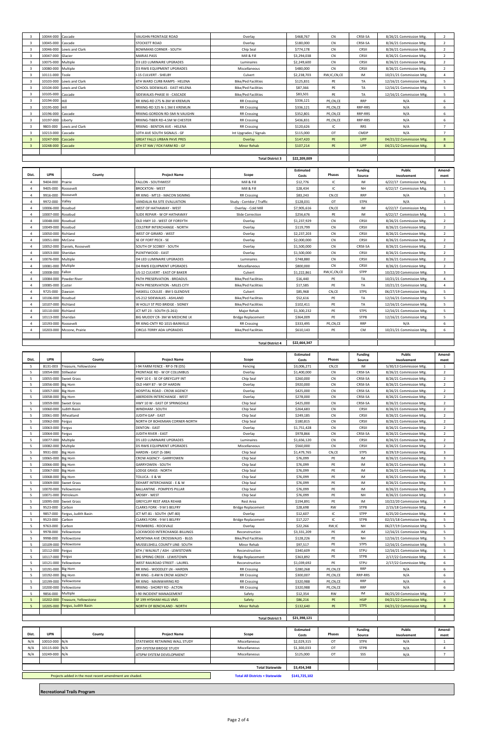| 3 | 10044-000 | Cascade | VAUGHN FRONTAGE ROAD | Overlay | $468,767 | CN | CRSII-SA | 8/26/21 Commission Mtg. | 2 |
|---|---|---|---|---|---|---|---|---|---|
| 3 | 10045-000 | Cascade | STOCKETT ROAD | Overlay | $180,000 | CN | CRSII-SA | 8/26/21 Commission Mtg. | 2 |
| 3 | 10046-000 | Lewis and Clark | BOWMANS CORNER - SOUTH | Chip Seal | $774,178 | CN | CRSII | 8/26/21 Commission Mtg. | 2 |
| 3 | 10047-000 | Glacier | MARIAS PASS | Mill & Fill | $3,294,038 | CN | CRSII | 8/26/21 Commission Mtg. | 2 |
| 3 | 10075-000 | Multiple | D3 LED LUMINAIRE UPGRADES | Luminaires | $2,249,600 | CN | CRSII | 8/26/21 Commission Mtg. | 2 |
| 3 | 10080-000 | Multiple | D3 RWIS EQUIPMENT UPGRADES | Miscellaneous | $480,000 | CN | CRSII | 8/26/21 Commission Mtg. | 2 |
| 3 | 10111-000 | Toole | I-15 CULVERT - SHELBY | Culvert | $2,238,703 | RW,IC,CN,CE | IM | 10/21/21 Commission Mtg. | 4 |
| 3 | 10103-000 | Lewis and Clark | 6TH WARD CURB RAMPS - HELENA | Bike/Ped Facilities | $125,831 | PE | TA | 12/16/21 Commission Mtg. | 5 |
| 3 | 10104-000 | Lewis and Clark | SCHOOL SIDEWALKS - EAST HELENA | Bike/Ped Facilities | $87,366 | PE | TA | 12/16/21 Commission Mtg. | 5 |
| 3 | 10105-000 | Cascade | SIDEWALKS-PHASE III - CASCADE | Bike/Ped Facilities | $83,501 | PE | TA | 12/16/21 Commission Mtg. | 5 |
| 3 | 10194-000 | Hill | RR XING-RD 275 N-3M W KREMLIN | RR Crossing | $336,121 | PE,CN,CE | RRP | N/A | 6 |
| 3 | 10195-000 | Hill | RRXING-RD 325 N-1.5M E KREMLIN | RR Crossing | $336,121 | PE,CN,CE | RRP-RRS | N/A | 6 |
| 3 | 10196-000 | Cascade | RRXING-GORDON RD-5MI N VAUGHN | RR Crossing | $352,801 | PE,CN,CE | RRP-RRS | N/A | 6 |
| 3 | 10197-000 | Liberty | RRXING-TIBER RD-4.5M W CHESTER | RR Crossing | $436,831 | PE,CN,CE | RRP-RRS | N/A | 6 |
| 3 | 9803-000 | Lewis and Clark | RRXING - BENTON AVE - HELENA | RR Crossing | $120,626 | IC | RRS | N/A | 7 |
| 3 | 10213-000 | Cascade | 10TH AVE SOUTH SIGNALS - GF | Int Upgrades / Signals | $115,000 | OT | CMDP | N/A | 7 |
| 3 | 10247-000 | Cascade | GREAT FALLS URBAN PAVE PRES | Overlay | $147,420 | PE | UPP | 04/21/22 Commission Mtg. | 8 |
| 3 | 10248-000 | Cascade | 6TH ST NW / FOX FARM RD - GF | Minor Rehab | $107,214 | PE | UPP | 04/21/22 Commission Mtg. | 8 |
| | | | | **Total District 3** | **$22,209,009** | | | | |

| Dist. | UPN | County | Project Name | Scope | Estimated Costs | Phases | Funding Source | Public Involvement | Amend-ment |
|---|---|---|---|---|---|---|---|---|---|
| 4 | 9404-000 | Prairie | FALLON - SOUTHWEST | Mill & Fill | $12,776 | IC | IM | 6/22/17 Commission Mtg. | 1 |
| 4 | 9405-000 | Roosevelt | BROCKTON - WEST | Mill & Fill | $28,434 | IC | NH | 6/22/17 Commission Mtg. | 1 |
| 4 | 9916-000 | Roosevelt | RR XING - MT13 - MACON SIGNING | RR Crossing | $83,243 | CN,CE | RRP | N/A | 1 |
| 4 | 9972-000 | Valley | VANDALIA RA SITE EVALUATION | Study - Corridor / Traffic | $128,031 | OT | STPX | N/A | 1 |
| 4 | 10006-000 | Rosebud | WEST OF HATHAWAY - WEST | Overlay - Cold Mill | $7,905,616 | CN,CE | IM | 6/22/17 Commission Mtg. | 1 |
| 4 | 10007-000 | Rosebud | SLIDE REPAIR - W OF HATHAWAY | Slide Correction | $256,676 | PE | IM | 6/22/17 Commission Mtg. | 1 |
| 4 | 10048-000 | Rosebud | OLD HWY 10 - WEST OF FORSYTH | Overlay | $1,237,929 | CN | CRSII | 8/26/21 Commission Mtg. | 2 |
| 4 | 10049-000 | Rosebud | COLSTRIP INTERCHANGE - NORTH | Overlay | $119,799 | CN | CRSII | 8/26/21 Commission Mtg. | 2 |
| 4 | 10050-000 | Richland | WEST OF GIRARD - WEST | Overlay | $2,237,203 | CN | CRSII | 8/26/21 Commission Mtg. | 2 |
| 4 | 10051-000 | McCone | SE OF FORT PECK - SE | Overlay | $2,000,000 | CN | CRSII | 8/26/21 Commission Mtg. | 2 |
| 4 | 10052-000 | Daniels, Roosevelt | SOUTH OF SCOBEY - SOUTH | Overlay | $1,500,000 | CN | CRSII-SA | 8/26/21 Commission Mtg. | 2 |
| 4 | 10053-000 | Sheridan | PLENTYWOOD - EAST | Overlay | $1,500,000 | CN | CRSII | 8/26/21 Commission Mtg. | 2 |
| 4 | 10076-000 | Multiple | D4 LED LUMINAIRE UPGRADES | Luminaires | $748,880 | CN | CRSII | 8/26/21 Commission Mtg. | 2 |
| 4 | 10081-000 | Multiple | D4 RWIS EQUIPMENT UPGRADES | Miscellaneous | $800,000 | CN | CRSII | 8/26/21 Commission Mtg. | 2 |
| 4 | 10008-000 | Fallon | US-12 CULVERT - EAST OF BAKER | Culvert | $1,222,861 | RW,IC,CN,CE | STPP | 10/22/20 Commission Mtg. | 3 |
| 4 | 10084-000 | Powder River | PATH PRESERVATION - BROADUS | Bike/Ped Facilities | $16,440 | PE | TA | 10/21/21 Commission Mtg. | 4 |
| 4 | 10085-000 | Custer | PATH PRESERVATION - MILES CITY | Bike/Ped Facilities | $17,585 | PE | TA | 10/21/21 Commission Mtg. | 4 |
| 4 | 9725-000 | Dawson | HASKELL COULEE - 8M S GLENDIVE | Culvert | $85,968 | CN,CE | STPS | 06/27/19 Commission Mtg. | 5 |
| 4 | 10106-000 | Rosebud | US-212 SIDEWALKS - ASHLAND | Bike/Ped Facilities | $52,616 | PE | TA | 12/16/21 Commission Mtg. | 5 |
| 4 | 10107-000 | Richland | W HOLLY ST PED BRIDGE - SIDNEY | Bike/Ped Facilities | $102,411 | PE | TA | 12/16/21 Commission Mtg. | 5 |
| 4 | 10110-000 | Richland | JCT MT 23 - SOUTH (S-261) | Major Rehab | $1,300,232 | PE | STPS | 12/16/21 Commission Mtg. | 5 |
| 4 | 10113-000 | Sheridan | BIG MUDDY CR- 3M W MEDICINE LK | Bridge Replacement | $364,009 | PE | STPB | 12/16/21 Commission Mtg. | 5 |
| 4 | 10193-000 | Roosevelt | RR XING-CNTY RD 1015-BAINVILLE | RR Crossing | $333,495 | PE,CN,CE | RRP | N/A | 6 |
| 4 | 10203-000 | Mccone, Prairie | CIRCLE-TERRY ADA UPGRADES | Bike/Ped Facilities | $610,143 | PE | CM | 10/21/21 Commission Mtg. | 6 |
| | | | | **Total District 4** | **$22,664,347** | | | | |

| Dist. | UPN | County | Project Name | Scope | Estimated Costs | Phases | Funding Source | Public Involvement | Amend-ment |
|---|---|---|---|---|---|---|---|---|---|
| 5 | 8131-003 | Treasure, Yellowstone | I-94 FARM FENCE - RP 0-78 (D5) | Fencing | $3,006,271 | CN,CE | IM | 5/30/13 Commission Mtg. | 1 |
| 5 | 10054-000 | Stillwater | FRONTAGE RD - W OF COLUMBUS | Overlay | $1,400,000 | CN | CRSII-SA | 8/26/21 Commission Mtg. | 2 |
| 5 | 10055-000 | Sweet Grass | HWY 10 E - SE OF GREYCLIFF INT | Chip Seal | $260,000 | CN | CRSII-SA | 8/26/21 Commission Mtg. | 2 |
| 5 | 10056-000 | Big Horn | OLD HWY 87 - W OF HARDIN | Overlay | $920,000 | CN | CRSII-SA | 8/26/21 Commission Mtg. | 2 |
| 5 | 10057-000 | Big Horn | HOSPITAL ROAD - CROW AGENCY | Overlay | $425,000 | CN | CRSII-SA | 8/26/21 Commission Mtg. | 2 |
| 5 | 10058-000 | Big Horn | ABERDEEN INTERCHANGE - WEST | Overlay | $278,000 | CN | CRSII-SA | 8/26/21 Commission Mtg. | 2 |
| 5 | 10059-000 | Sweet Grass | HWY 10 W - EAST OF SPRINGDALE | Chip Seal | $425,000 | CN | CRSII-SA | 8/26/21 Commission Mtg. | 2 |
| 5 | 10060-000 | Judith Basin | WINDHAM - SOUTH | Chip Seal | $264,683 | CN | CRSII | 8/26/21 Commission Mtg. | 2 |
| 5 | 10061-000 | Wheatland | JUDITH GAP - EAST | Chip Seal | $249,185 | CN | CRSII | 8/26/21 Commission Mtg. | 2 |
| 5 | 10062-000 | Fergus | NORTH OF BOHEMIAN CORNER-NORTH | Chip Seal | $180,815 | CN | CRSII | 8/26/21 Commission Mtg. | 2 |
| 5 | 10063-000 | Fergus | DENTON - EAST | Overlay | $1,751,428 | CN | CRSII | 8/26/21 Commission Mtg. | 2 |
| 5 | 10064-000 | Fergus | JUDITH RIVER - EAST | Overlay | $978,866 | CN | CRSII-SA | 8/26/21 Commission Mtg. | 2 |
| 5 | 10077-000 | Multiple | D5 LED LUMINAIRE UPGRADES | Luminaires | $1,656,120 | CN | CRSII | 8/26/21 Commission Mtg. | 2 |
| 5 | 10082-000 | Multiple | D5 RWIS EQUIPMENT UPGRADES | Miscellaneous | $560,000 | CN | CRSII | 8/26/21 Commission Mtg. | 2 |
| 5 | 9931-000 | Big Horn | HARDIN - EAST (S-384) | Chip Seal | $1,479,765 | CN,CE | STPS | 8/29/19 Commission Mtg. | 3 |
| 5 | 10065-000 | Big Horn | CROW AGENCY - GARRYOWEN | Chip Seal | $76,099 | PE | IM | 8/26/21 Commission Mtg. | 3 |
| 5 | 10066-000 | Big Horn | GARRYOWEN - SOUTH | Chip Seal | $76,099 | PE | IM | 8/26/21 Commission Mtg. | 3 |
| 5 | 10067-000 | Big Horn | LODGE GRASS - NORTH | Chip Seal | $76,099 | PE | IM | 8/26/21 Commission Mtg. | 3 |
| 5 | 10068-000 | Big Horn | TOLUCA - E & W | Chip Seal | $76,099 | PE | IM | 8/26/21 Commission Mtg. | 3 |
| 5 | 10069-000 | Sweet Grass | DEHART INTERCHANGE - E & W | Chip Seal | $76,099 | PE | IM | 8/26/21 Commission Mtg. | 3 |
| 5 | 10070-000 | Yellowstone | BALLANTINE - POMPEYS PILLAR | Chip Seal | $76,099 | PE | IM | 8/26/21 Commission Mtg. | 3 |
| 5 | 10071-000 | Petroleum | MOSBY - WEST | Chip Seal | $76,099 | PE | NH | 8/26/21 Commission Mtg. | 3 |
| 5 | 10095-000 | Sweet Grass | GREYCLIFF REST AREA REHAB | Rest Area | $194,891 | PE | IM | 10/22/20 Commission Mtg. | 3 |
| 5 | 9523-000 | Carbon | CLARKS FORK - 9 M S BELFRY | Bridge Replacement | $28,698 | RW | STPB | 2/15/18 Commission Mtg. | 4 |
| 5 | 9857-000 | Fergus, Judith Basin | JCT MT-81 - SOUTH (MT-80) | Overlay | $12,607 | IC | STPP | 6/25/20 Commission Mtg. | 4 |
| 5 | 9523-000 | Carbon | CLARKS FORK - 9 M S BELFRY | Bridge Replacement | $17,227 | IC | STPB | 02/15/18 Commission Mtg. | 5 |
| 5 | 9763-000 | Carbon | FROMBERG - ROCKVALE | Overlay | $22,266 | RW,IC | NH | 06/27/19 Commission Mtg. | 5 |
| 5 | 9978-000 | Yellowstone | LOCKWOOD INTERCHANGE-BILLINGS | Reconstruction | $3,331,209 | PE | IM | 12/16/21 Commission Mtg. | 5 |
| 5 | 9998-000 | Yellowstone | MONTANA AVE CROSSWALKS - BLGS | Bike/Ped Facilities | $128,226 | PE | NH | 12/16/21 Commission Mtg. | 5 |
| 5 | 10109-000 | Yellowstone | MUSSELSHELL COUNTY LINE- SOUTH | Minor Rehab | $97,517 | PE | STPS | 12/16/21 Commission Mtg. | 5 |
| 5 | 10112-000 | Fergus | 6TH / WALNUT / ASH - LEWISTOWN | Reconstruction | $340,609 | PE | STPU | 12/16/21 Commission Mtg. | 5 |
| 5 | 10117-000 | Fergus | BIG SPRING CREEK - LEWISTOWN | Bridge Replacement | $363,892 | PE | STPB | 2/17/22 Commission Mtg. | 6 |
| 5 | 10121-000 | Yellowstone | WEST RAILROAD STREET - LAUREL | Reconstruction | $1,039,692 | PE | STPU | 2/17/22 Commission Mtg. | 6 |
| 5 | 10191-000 | Big Horn | RR XING - WOODLEY LN - HARDIN | RR Crossing | $280,268 | PE,CN,CE | RRP | N/A | 6 |
| 5 | 10192-000 | Big Horn | RR XING - 0.4M N CROW AGENCY | RR Crossing | $300,007 | PE,CN,CE | RRP-RRS | N/A | 6 |
| 5 | 10199-000 | Yellowstone | RR XING - MAINWARING RD | RR Crossing | $320,988 | PE,CN,CE | RRP | N/A | 6 |
| 5 | 10200-000 | Yellowstone | RRXING - SHOREY RD - ACTON | RR Crossing | $320,988 | PE,CN,CE | RRP | N/A | 6 |
| 5 | 9856-000 | Multiple | I-90 INCIDENT MANAGEMENT | Safety | $12,354 | RW | IM | 06/25/20 Commission Mtg. | 7 |
| 5 | 10202-000 | Treasure, Yellowstone | SF 199 HYSHAM HILLS VMS | Safety | $86,216 | PE | HSIP | 04/21/22 Commission Mtg. | 8 |
| 5 | 10205-000 | Fergus, Judith Basin | NORTH OF BENCHLAND - NORTH | Minor Rehab | $132,640 | PE | STPS | 04/21/22 Commission Mtg. | 8 |
| | | | | **Total District 5** | **$21,398,121** | | | | |

| Dist. | UPN | County | Project Name | Scope | Estimated Costs | Phases | Funding Source | Public Involvement | Amend-ment |
|---|---|---|---|---|---|---|---|---|---|
| N/A | 10010-000 | N/A | STATEWIDE RETAINING WALL STUDY | Miscellaneous | $2,029,315 | OT | STPX | N/A | 1 |
| N/A | 10115-000 | N/A | OFF-SYSTEM BRIDGE STUDY | Miscellaneous | $1,300,033 | OT | STPB | N/A | 4 |
| N/A | 10249-000 | N/A | ATSPM SYSTEM DEVELOPMENT | Miscellaneous | $125,000 | OT | SSS | N/A | 7 |
| | | | | **Total Statewide** | **$3,454,348** | | | | |
| | | | | **Total All Districts + Statewide** | **$141,725,102** | | | | |

Projects added in the most recent amendment are shaded.

**Recreational Trails Program**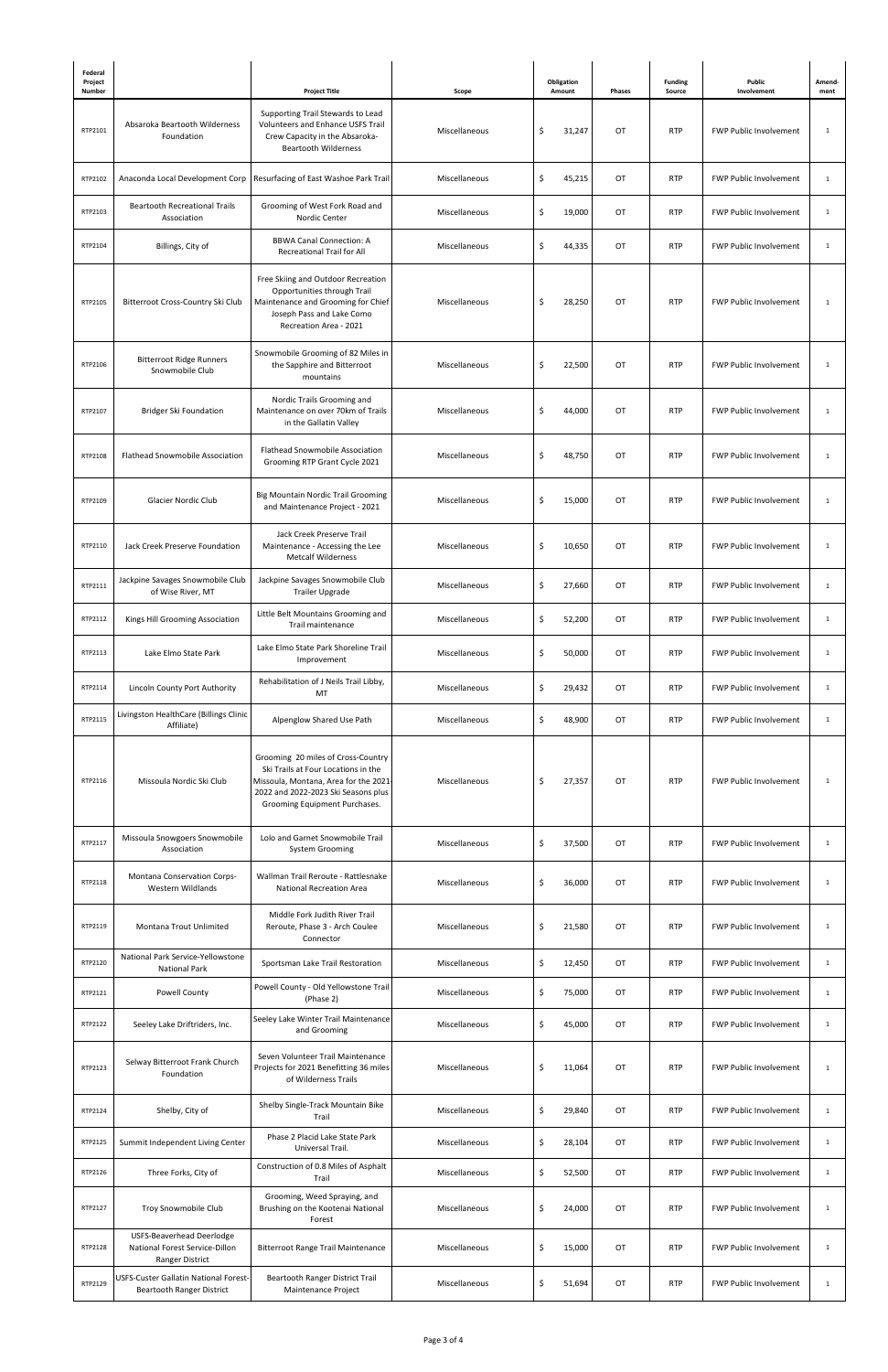| Federal Project Number | | Project Title | Scope | Obligation Amount | Phases | Funding Source | Public Involvement | Amend-ment |
|---|---|---|---|---|---|---|---|---|
| RTP2101 | Absaroka Beartooth Wilderness Foundation | Supporting Trail Stewards to Lead Volunteers and Enhance USFS Trail Crew Capacity in the Absaroka-Beartooth Wilderness | Miscellaneous | $ 31,247 | OT | RTP | FWP Public Involvement | 1 |
| RTP2102 | Anaconda Local Development Corp | Resurfacing of East Washoe Park Trail | Miscellaneous | $ 45,215 | OT | RTP | FWP Public Involvement | 1 |
| RTP2103 | Beartooth Recreational Trails Association | Grooming of West Fork Road and Nordic Center | Miscellaneous | $ 19,000 | OT | RTP | FWP Public Involvement | 1 |
| RTP2104 | Billings, City of | BBWA Canal Connection: A Recreational Trail for All | Miscellaneous | $ 44,335 | OT | RTP | FWP Public Involvement | 1 |
| RTP2105 | Bitterroot Cross-Country Ski Club | Free Skiing and Outdoor Recreation Opportunities through Trail Maintenance and Grooming for Chief Joseph Pass and Lake Como Recreation Area - 2021 | Miscellaneous | $ 28,250 | OT | RTP | FWP Public Involvement | 1 |
| RTP2106 | Bitterroot Ridge Runners Snowmobile Club | Snowmobile Grooming of 82 Miles in the Sapphire and Bitterroot mountains | Miscellaneous | $ 22,500 | OT | RTP | FWP Public Involvement | 1 |
| RTP2107 | Bridger Ski Foundation | Nordic Trails Grooming and Maintenance on over 70km of Trails in the Gallatin Valley | Miscellaneous | $ 44,000 | OT | RTP | FWP Public Involvement | 1 |
| RTP2108 | Flathead Snowmobile Association | Flathead Snowmobile Association Grooming RTP Grant Cycle 2021 | Miscellaneous | $ 48,750 | OT | RTP | FWP Public Involvement | 1 |
| RTP2109 | Glacier Nordic Club | Big Mountain Nordic Trail Grooming and Maintenance Project - 2021 | Miscellaneous | $ 15,000 | OT | RTP | FWP Public Involvement | 1 |
| RTP2110 | Jack Creek Preserve Foundation | Jack Creek Preserve Trail Maintenance - Accessing the Lee Metcalf Wilderness | Miscellaneous | $ 10,650 | OT | RTP | FWP Public Involvement | 1 |
| RTP2111 | Jackpine Savages Snowmobile Club of Wise River, MT | Jackpine Savages Snowmobile Club Trailer Upgrade | Miscellaneous | $ 27,660 | OT | RTP | FWP Public Involvement | 1 |
| RTP2112 | Kings Hill Grooming Association | Little Belt Mountains Grooming and Trail maintenance | Miscellaneous | $ 52,200 | OT | RTP | FWP Public Involvement | 1 |
| RTP2113 | Lake Elmo State Park | Lake Elmo State Park Shoreline Trail Improvement | Miscellaneous | $ 50,000 | OT | RTP | FWP Public Involvement | 1 |
| RTP2114 | Lincoln County Port Authority | Rehabilitation of J Neils Trail Libby, MT | Miscellaneous | $ 29,432 | OT | RTP | FWP Public Involvement | 1 |
| RTP2115 | Livingston HealthCare (Billings Clinic Affiliate) | Alpenglow Shared Use Path | Miscellaneous | $ 48,900 | OT | RTP | FWP Public Involvement | 1 |
| RTP2116 | Missoula Nordic Ski Club | Grooming 20 miles of Cross-Country Ski Trails at Four Locations in the Missoula, Montana, Area for the 2021-2022 and 2022-2023 Ski Seasons plus Grooming Equipment Purchases. | Miscellaneous | $ 27,357 | OT | RTP | FWP Public Involvement | 1 |
| RTP2117 | Missoula Snowgoers Snowmobile Association | Lolo and Garnet Snowmobile Trail System Grooming | Miscellaneous | $ 37,500 | OT | RTP | FWP Public Involvement | 1 |
| RTP2118 | Montana Conservation Corps-Western Wildlands | Wallman Trail Reroute - Rattlesnake National Recreation Area | Miscellaneous | $ 36,000 | OT | RTP | FWP Public Involvement | 1 |
| RTP2119 | Montana Trout Unlimited | Middle Fork Judith River Trail Reroute, Phase 3 - Arch Coulee Connector | Miscellaneous | $ 21,580 | OT | RTP | FWP Public Involvement | 1 |
| RTP2120 | National Park Service-Yellowstone National Park | Sportsman Lake Trail Restoration | Miscellaneous | $ 12,450 | OT | RTP | FWP Public Involvement | 1 |
| RTP2121 | Powell County | Powell County - Old Yellowstone Trail (Phase 2) | Miscellaneous | $ 75,000 | OT | RTP | FWP Public Involvement | 1 |
| RTP2122 | Seeley Lake Driftriders, Inc. | Seeley Lake Winter Trail Maintenance and Grooming | Miscellaneous | $ 45,000 | OT | RTP | FWP Public Involvement | 1 |
| RTP2123 | Selway Bitterroot Frank Church Foundation | Seven Volunteer Trail Maintenance Projects for 2021 Benefitting 36 miles of Wilderness Trails | Miscellaneous | $ 11,064 | OT | RTP | FWP Public Involvement | 1 |
| RTP2124 | Shelby, City of | Shelby Single-Track Mountain Bike Trail | Miscellaneous | $ 29,840 | OT | RTP | FWP Public Involvement | 1 |
| RTP2125 | Summit Independent Living Center | Phase 2 Placid Lake State Park Universal Trail. | Miscellaneous | $ 28,104 | OT | RTP | FWP Public Involvement | 1 |
| RTP2126 | Three Forks, City of | Construction of 0.8 Miles of Asphalt Trail | Miscellaneous | $ 52,500 | OT | RTP | FWP Public Involvement | 1 |
| RTP2127 | Troy Snowmobile Club | Grooming, Weed Spraying, and Brushing on the Kootenai National Forest | Miscellaneous | $ 24,000 | OT | RTP | FWP Public Involvement | 1 |
| RTP2128 | USFS-Beaverhead Deerlodge National Forest Service-Dillon Ranger District | Bitterroot Range Trail Maintenance | Miscellaneous | $ 15,000 | OT | RTP | FWP Public Involvement | 1 |
| RTP2129 | USFS-Custer Gallatin National Forest-Beartooth Ranger District | Beartooth Ranger District Trail Maintenance Project | Miscellaneous | $ 51,694 | OT | RTP | FWP Public Involvement | 1 |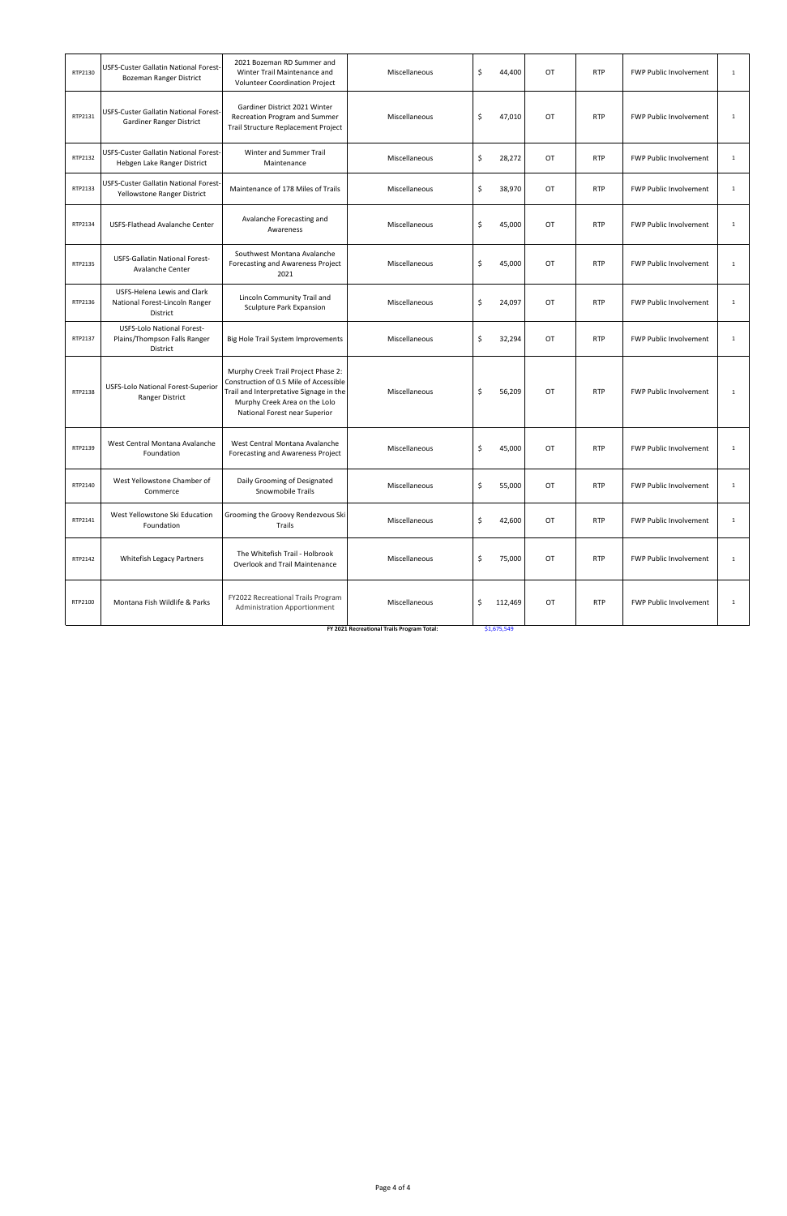| | | | | | | | | |
|---|---|---|---|---|---|---|---|---|
| RTP2130 | USFS-Custer Gallatin National Forest-Bozeman Ranger District | 2021 Bozeman RD Summer and Winter Trail Maintenance and Volunteer Coordination Project | Miscellaneous | $ 44,400 | OT | RTP | FWP Public Involvement | 1 |
| RTP2131 | USFS-Custer Gallatin National Forest-Gardiner Ranger District | Gardiner District 2021 Winter Recreation Program and Summer Trail Structure Replacement Project | Miscellaneous | $ 47,010 | OT | RTP | FWP Public Involvement | 1 |
| RTP2132 | USFS-Custer Gallatin National Forest-Hebgen Lake Ranger District | Winter and Summer Trail Maintenance | Miscellaneous | $ 28,272 | OT | RTP | FWP Public Involvement | 1 |
| RTP2133 | USFS-Custer Gallatin National Forest-Yellowstone Ranger District | Maintenance of 178 Miles of Trails | Miscellaneous | $ 38,970 | OT | RTP | FWP Public Involvement | 1 |
| RTP2134 | USFS-Flathead Avalanche Center | Avalanche Forecasting and Awareness | Miscellaneous | $ 45,000 | OT | RTP | FWP Public Involvement | 1 |
| RTP2135 | USFS-Gallatin National Forest-Avalanche Center | Southwest Montana Avalanche Forecasting and Awareness Project 2021 | Miscellaneous | $ 45,000 | OT | RTP | FWP Public Involvement | 1 |
| RTP2136 | USFS-Helena Lewis and Clark National Forest-Lincoln Ranger District | Lincoln Community Trail and Sculpture Park Expansion | Miscellaneous | $ 24,097 | OT | RTP | FWP Public Involvement | 1 |
| RTP2137 | USFS-Lolo National Forest-Plains/Thompson Falls Ranger District | Big Hole Trail System Improvements | Miscellaneous | $ 32,294 | OT | RTP | FWP Public Involvement | 1 |
| RTP2138 | USFS-Lolo National Forest-Superior Ranger District | Murphy Creek Trail Project Phase 2: Construction of 0.5 Mile of Accessible Trail and Interpretative Signage in the Murphy Creek Area on the Lolo National Forest near Superior | Miscellaneous | $ 56,209 | OT | RTP | FWP Public Involvement | 1 |
| RTP2139 | West Central Montana Avalanche Foundation | West Central Montana Avalanche Forecasting and Awareness Project | Miscellaneous | $ 45,000 | OT | RTP | FWP Public Involvement | 1 |
| RTP2140 | West Yellowstone Chamber of Commerce | Daily Grooming of Designated Snowmobile Trails | Miscellaneous | $ 55,000 | OT | RTP | FWP Public Involvement | 1 |
| RTP2141 | West Yellowstone Ski Education Foundation | Grooming the Groovy Rendezvous Ski Trails | Miscellaneous | $ 42,600 | OT | RTP | FWP Public Involvement | 1 |
| RTP2142 | Whitefish Legacy Partners | The Whitefish Trail - Holbrook Overlook and Trail Maintenance | Miscellaneous | $ 75,000 | OT | RTP | FWP Public Involvement | 1 |
| RTP2100 | Montana Fish Wildlife & Parks | FY2022 Recreational Trails Program Administration Apportionment | Miscellaneous | $ 112,469 | OT | RTP | FWP Public Involvement | 1 |
| | | | **FY 2021 Recreational Trails Program Total:** | $1,675,549 | | | | |